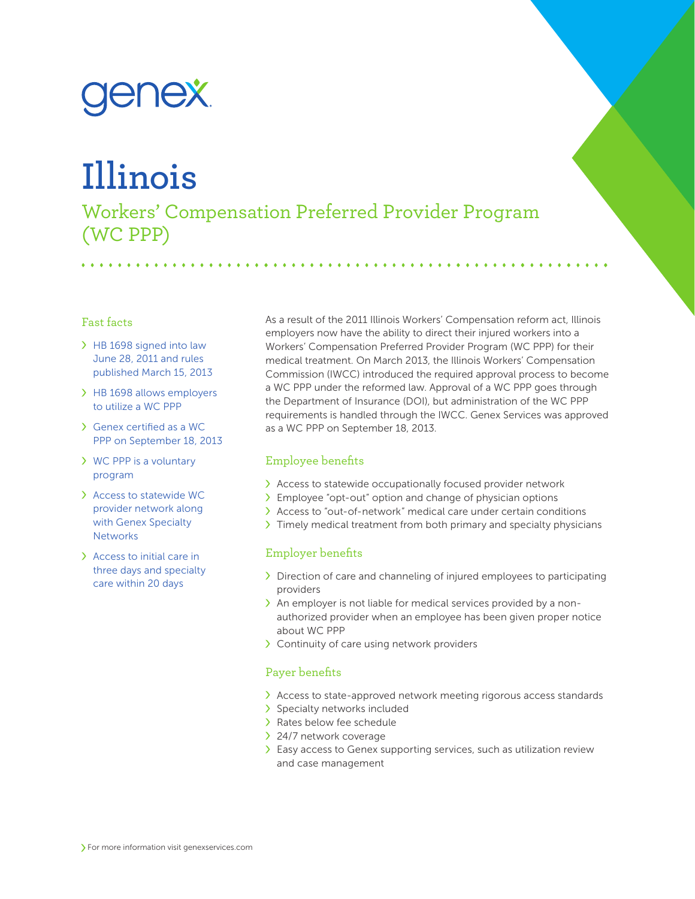genex

# Illinois

## Workers' Compensation Preferred Provider Program (WC PPP)

### Fast facts

- HB 1698 signed into law June 28, 2011 and rules published March 15, 2013
- HB 1698 allows employers to utilize a WC PPP
- Genex certified as a WC PPP on September 18, 2013
- WC PPP is a voluntary program
- Access to statewide WC provider network along with Genex Specialty Networks
- Access to initial care in three days and specialty care within 20 days

As a result of the 2011 Illinois Workers' Compensation reform act, Illinois employers now have the ability to direct their injured workers into a Workers' Compensation Preferred Provider Program (WC PPP) for their medical treatment. On March 2013, the Illinois Workers' Compensation Commission (IWCC) introduced the required approval process to become a WC PPP under the reformed law. Approval of a WC PPP goes through the Department of Insurance (DOI), but administration of the WC PPP requirements is handled through the IWCC. Genex Services was approved as a WC PPP on September 18, 2013.

### Employee benefits

- Access to statewide occupationally focused provider network
- Employee "opt-out" option and change of physician options
- Access to "out-of-network" medical care under certain conditions
- Timely medical treatment from both primary and specialty physicians

### Employer benefits

- Direction of care and channeling of injured employees to participating providers
- An employer is not liable for medical services provided by a non-authorized provider when an employee has been given proper notice about WC PPP
- Continuity of care using network providers

### Payer benefits

- Access to state-approved network meeting rigorous access standards
- Specialty networks included
- Rates below fee schedule
- 24/7 network coverage
- Easy access to Genex supporting services, such as utilization review and case management

For more information visit genexservices.com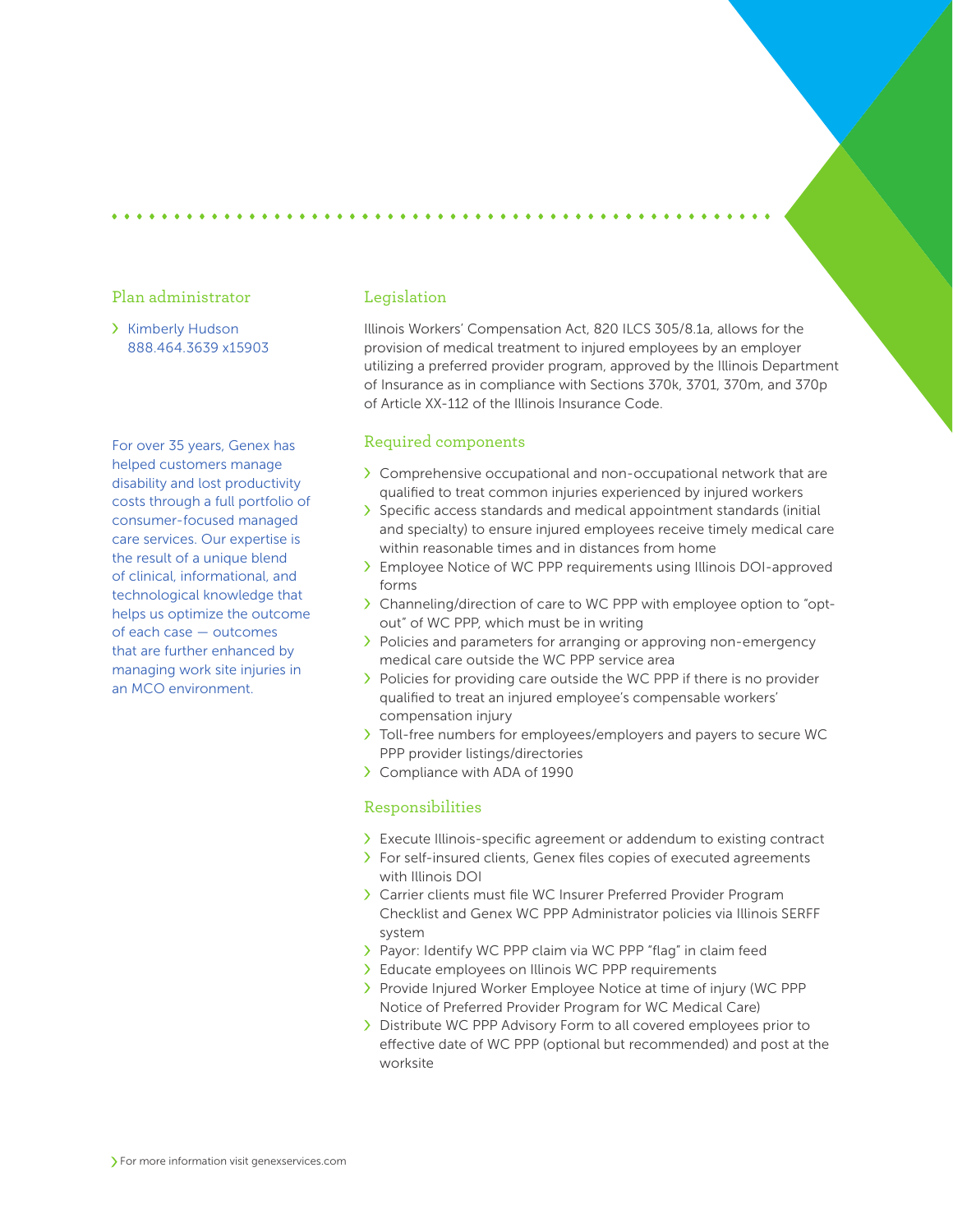## Plan administrator

- Kimberly Hudson
  888.464.3639 x15903

For over 35 years, Genex has helped customers manage disability and lost productivity costs through a full portfolio of consumer-focused managed care services. Our expertise is the result of a unique blend of clinical, informational, and technological knowledge that helps us optimize the outcome of each case — outcomes that are further enhanced by managing work site injuries in an MCO environment.

## Legislation

Illinois Workers' Compensation Act, 820 ILCS 305/8.1a, allows for the provision of medical treatment to injured employees by an employer utilizing a preferred provider program, approved by the Illinois Department of Insurance as in compliance with Sections 370k, 3701, 370m, and 370p of Article XX-112 of the Illinois Insurance Code.

## Required components

- Comprehensive occupational and non-occupational network that are qualified to treat common injuries experienced by injured workers
- Specific access standards and medical appointment standards (initial and specialty) to ensure injured employees receive timely medical care within reasonable times and in distances from home
- Employee Notice of WC PPP requirements using Illinois DOI-approved forms
- Channeling/direction of care to WC PPP with employee option to "opt-out" of WC PPP, which must be in writing
- Policies and parameters for arranging or approving non-emergency medical care outside the WC PPP service area
- Policies for providing care outside the WC PPP if there is no provider qualified to treat an injured employee's compensable workers' compensation injury
- Toll-free numbers for employees/employers and payers to secure WC PPP provider listings/directories
- Compliance with ADA of 1990

## Responsibilities

- Execute Illinois-specific agreement or addendum to existing contract
- For self-insured clients, Genex files copies of executed agreements with Illinois DOI
- Carrier clients must file WC Insurer Preferred Provider Program Checklist and Genex WC PPP Administrator policies via Illinois SERFF system
- Payor: Identify WC PPP claim via WC PPP "flag" in claim feed
- Educate employees on Illinois WC PPP requirements
- Provide Injured Worker Employee Notice at time of injury (WC PPP Notice of Preferred Provider Program for WC Medical Care)
- Distribute WC PPP Advisory Form to all covered employees prior to effective date of WC PPP (optional but recommended) and post at the worksite

For more information visit genexservices.com